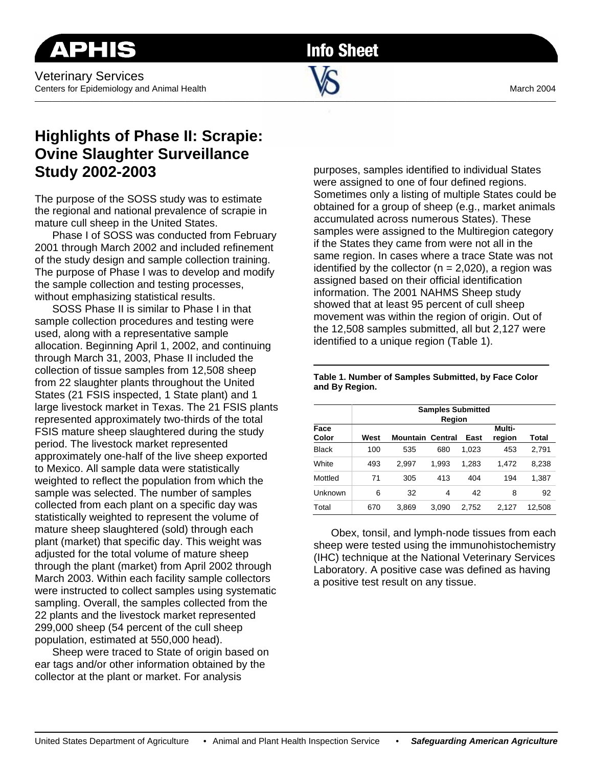APHIS Info Sheet

Veterinary Services
Centers for Epidemiology and Animal Health

March 2004

# Highlights of Phase II: Scrapie: Ovine Slaughter Surveillance Study 2002-2003

The purpose of the SOSS study was to estimate the regional and national prevalence of scrapie in mature cull sheep in the United States.

Phase I of SOSS was conducted from February 2001 through March 2002 and included refinement of the study design and sample collection training. The purpose of Phase I was to develop and modify the sample collection and testing processes, without emphasizing statistical results.

SOSS Phase II is similar to Phase I in that sample collection procedures and testing were used, along with a representative sample allocation. Beginning April 1, 2002, and continuing through March 31, 2003, Phase II included the collection of tissue samples from 12,508 sheep from 22 slaughter plants throughout the United States (21 FSIS inspected, 1 State plant) and 1 large livestock market in Texas. The 21 FSIS plants represented approximately two-thirds of the total FSIS mature sheep slaughtered during the study period. The livestock market represented approximately one-half of the live sheep exported to Mexico. All sample data were statistically weighted to reflect the population from which the sample was selected. The number of samples collected from each plant on a specific day was statistically weighted to represent the volume of mature sheep slaughtered (sold) through each plant (market) that specific day. This weight was adjusted for the total volume of mature sheep through the plant (market) from April 2002 through March 2003. Within each facility sample collectors were instructed to collect samples using systematic sampling. Overall, the samples collected from the 22 plants and the livestock market represented 299,000 sheep (54 percent of the cull sheep population, estimated at 550,000 head).

Sheep were traced to State of origin based on ear tags and/or other information obtained by the collector at the plant or market. For analysis purposes, samples identified to individual States were assigned to one of four defined regions. Sometimes only a listing of multiple States could be obtained for a group of sheep (e.g., market animals accumulated across numerous States). These samples were assigned to the Multiregion category if the States they came from were not all in the same region. In cases where a trace State was not identified by the collector (n = 2,020), a region was assigned based on their official identification information. The 2001 NAHMS Sheep study showed that at least 95 percent of cull sheep movement was within the region of origin. Out of the 12,508 samples submitted, all but 2,127 were identified to a unique region (Table 1).

**Table 1. Number of Samples Submitted, by Face Color and By Region.**

| | Samples Submitted Region | | | | | |
|---|---|---|---|---|---|---|
| Face Color | West | Mountain | Central | East | Multi-region | Total |
| Black | 100 | 535 | 680 | 1,023 | 453 | 2,791 |
| White | 493 | 2,997 | 1,993 | 1,283 | 1,472 | 8,238 |
| Mottled | 71 | 305 | 413 | 404 | 194 | 1,387 |
| Unknown | 6 | 32 | 4 | 42 | 8 | 92 |
| Total | 670 | 3,869 | 3,090 | 2,752 | 2,127 | 12,508 |

Obex, tonsil, and lymph-node tissues from each sheep were tested using the immunohistochemistry (IHC) technique at the National Veterinary Services Laboratory. A positive case was defined as having a positive test result on any tissue.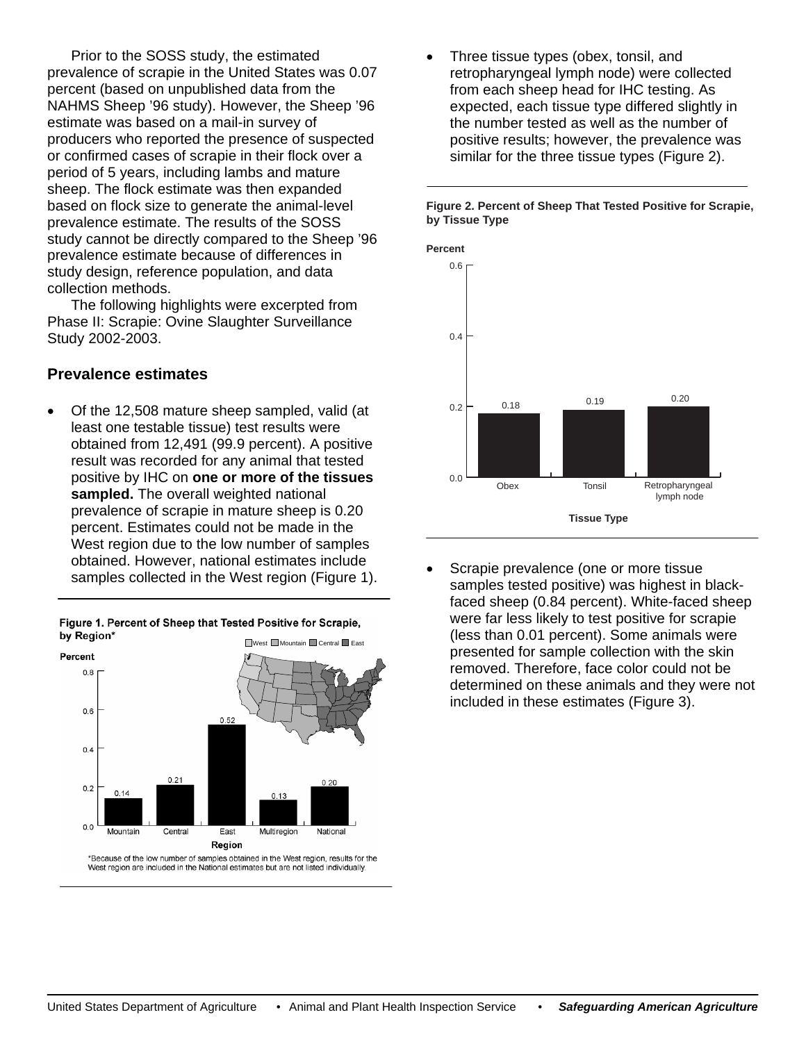Prior to the SOSS study, the estimated prevalence of scrapie in the United States was 0.07 percent (based on unpublished data from the NAHMS Sheep '96 study). However, the Sheep '96 estimate was based on a mail-in survey of producers who reported the presence of suspected or confirmed cases of scrapie in their flock over a period of 5 years, including lambs and mature sheep. The flock estimate was then expanded based on flock size to generate the animal-level prevalence estimate. The results of the SOSS study cannot be directly compared to the Sheep '96 prevalence estimate because of differences in study design, reference population, and data collection methods.

The following highlights were excerpted from Phase II: Scrapie: Ovine Slaughter Surveillance Study 2002-2003.

## Prevalence estimates

- Of the 12,508 mature sheep sampled, valid (at least one testable tissue) test results were obtained from 12,491 (99.9 percent). A positive result was recorded for any animal that tested positive by IHC on **one or more of the tissues sampled.** The overall weighted national prevalence of scrapie in mature sheep is 0.20 percent. Estimates could not be made in the West region due to the low number of samples obtained. However, national estimates include samples collected in the West region (Figure 1).

**Figure 1. Percent of Sheep that Tested Positive for Scrapie, by Region***

| Region | Percent |
|---|---|
| Mountain | 0.14 |
| Central | 0.21 |
| East | 0.52 |
| Multiregion | 0.13 |
| National | 0.20 |

*Because of the low number of samples obtained in the West region, results for the West region are included in the National estimates but are not listed individually.

- Three tissue types (obex, tonsil, and retropharyngeal lymph node) were collected from each sheep head for IHC testing. As expected, each tissue type differed slightly in the number tested as well as the number of positive results; however, the prevalence was similar for the three tissue types (Figure 2).

**Figure 2. Percent of Sheep That Tested Positive for Scrapie, by Tissue Type**

| Tissue Type | Percent |
|---|---|
| Obex | 0.18 |
| Tonsil | 0.19 |
| Retropharyngeal lymph node | 0.20 |

- Scrapie prevalence (one or more tissue samples tested positive) was highest in black-faced sheep (0.84 percent). White-faced sheep were far less likely to test positive for scrapie (less than 0.01 percent). Some animals were presented for sample collection with the skin removed. Therefore, face color could not be determined on these animals and they were not included in these estimates (Figure 3).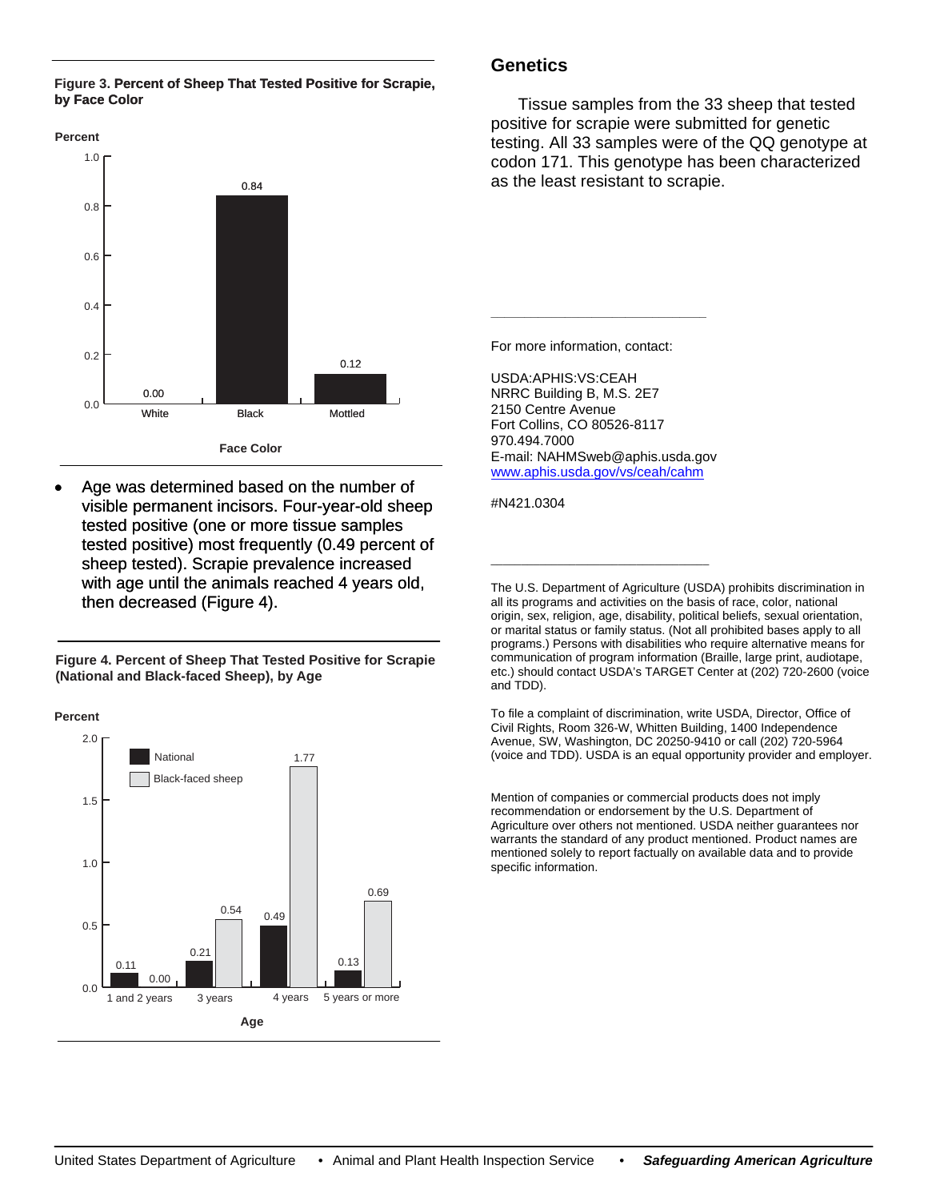**Figure 3. Percent of Sheep That Tested Positive for Scrapie, by Face Color**

Percent

1.0
0.8
0.6
0.4
0.2
0.0

0.00
0.84
0.12

White
Black
Mottled

Face Color

- Age was determined based on the number of visible permanent incisors. Four-year-old sheep tested positive (one or more tissue samples tested positive) most frequently (0.49 percent of sheep tested). Scrapie prevalence increased with age until the animals reached 4 years old, then decreased (Figure 4).

**Figure 4. Percent of Sheep That Tested Positive for Scrapie (National and Black-faced Sheep), by Age**

Percent

2.0
1.5
1.0
0.5
0.0

National
Black-faced sheep

0.11
0.00
0.21
0.54
0.49
1.77
0.13
0.69

1 and 2 years
3 years
4 years
5 years or more

Age

## Genetics

Tissue samples from the 33 sheep that tested positive for scrapie were submitted for genetic testing. All 33 samples were of the QQ genotype at codon 171. This genotype has been characterized as the least resistant to scrapie.

For more information, contact:

USDA:APHIS:VS:CEAH
NRRC Building B, M.S. 2E7
2150 Centre Avenue
Fort Collins, CO 80526-8117
970.494.7000
E-mail: NAHMSweb@aphis.usda.gov
www.aphis.usda.gov/vs/ceah/cahm

#N421.0304

The U.S. Department of Agriculture (USDA) prohibits discrimination in all its programs and activities on the basis of race, color, national origin, sex, religion, age, disability, political beliefs, sexual orientation, or marital status or family status. (Not all prohibited bases apply to all programs.) Persons with disabilities who require alternative means for communication of program information (Braille, large print, audiotape, etc.) should contact USDA's TARGET Center at (202) 720-2600 (voice and TDD).

To file a complaint of discrimination, write USDA, Director, Office of Civil Rights, Room 326-W, Whitten Building, 1400 Independence Avenue, SW, Washington, DC 20250-9410 or call (202) 720-5964 (voice and TDD). USDA is an equal opportunity provider and employer.

Mention of companies or commercial products does not imply recommendation or endorsement by the U.S. Department of Agriculture over others not mentioned. USDA neither guarantees nor warrants the standard of any product mentioned. Product names are mentioned solely to report factually on available data and to provide specific information.